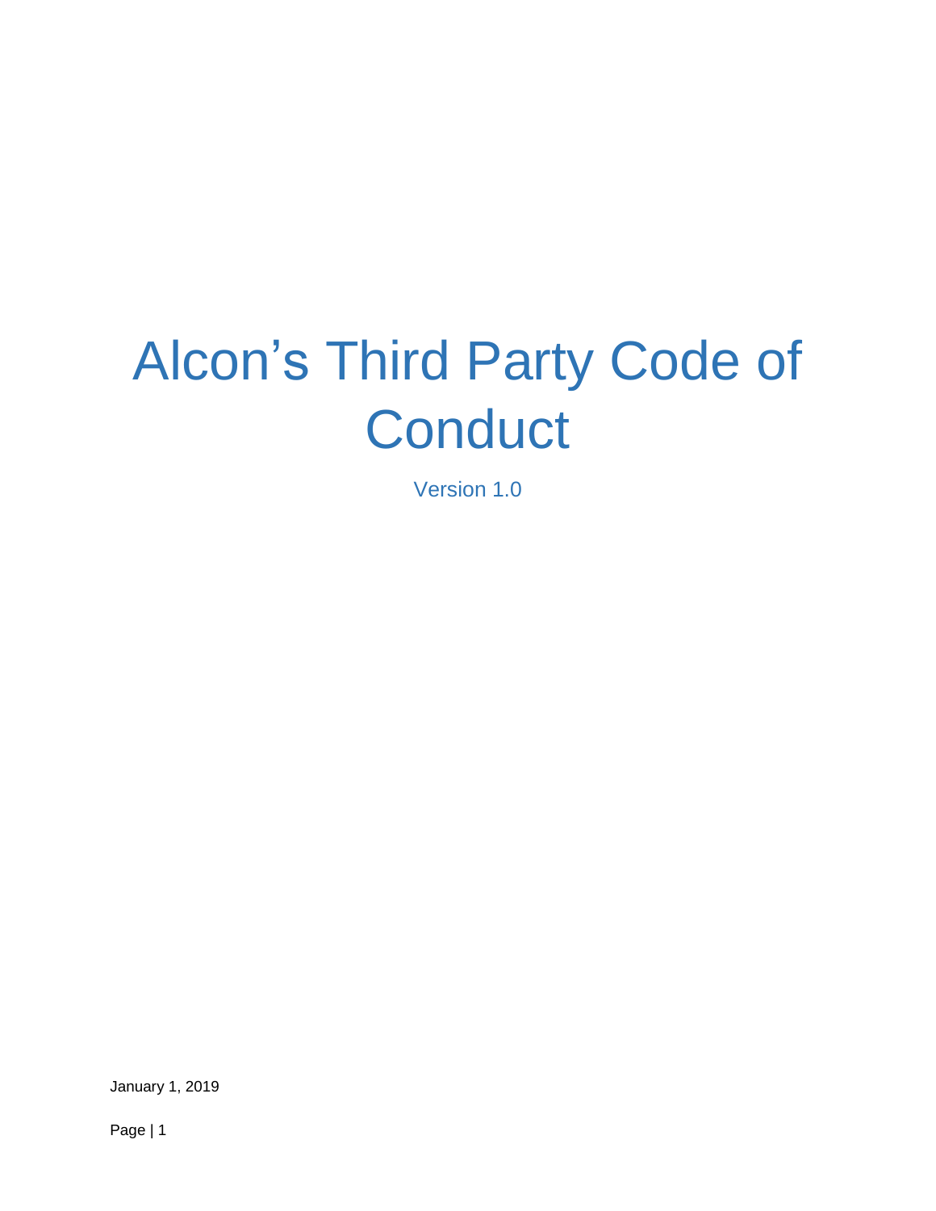# Alcon's Third Party Code of Conduct

Version 1.0

January 1, 2019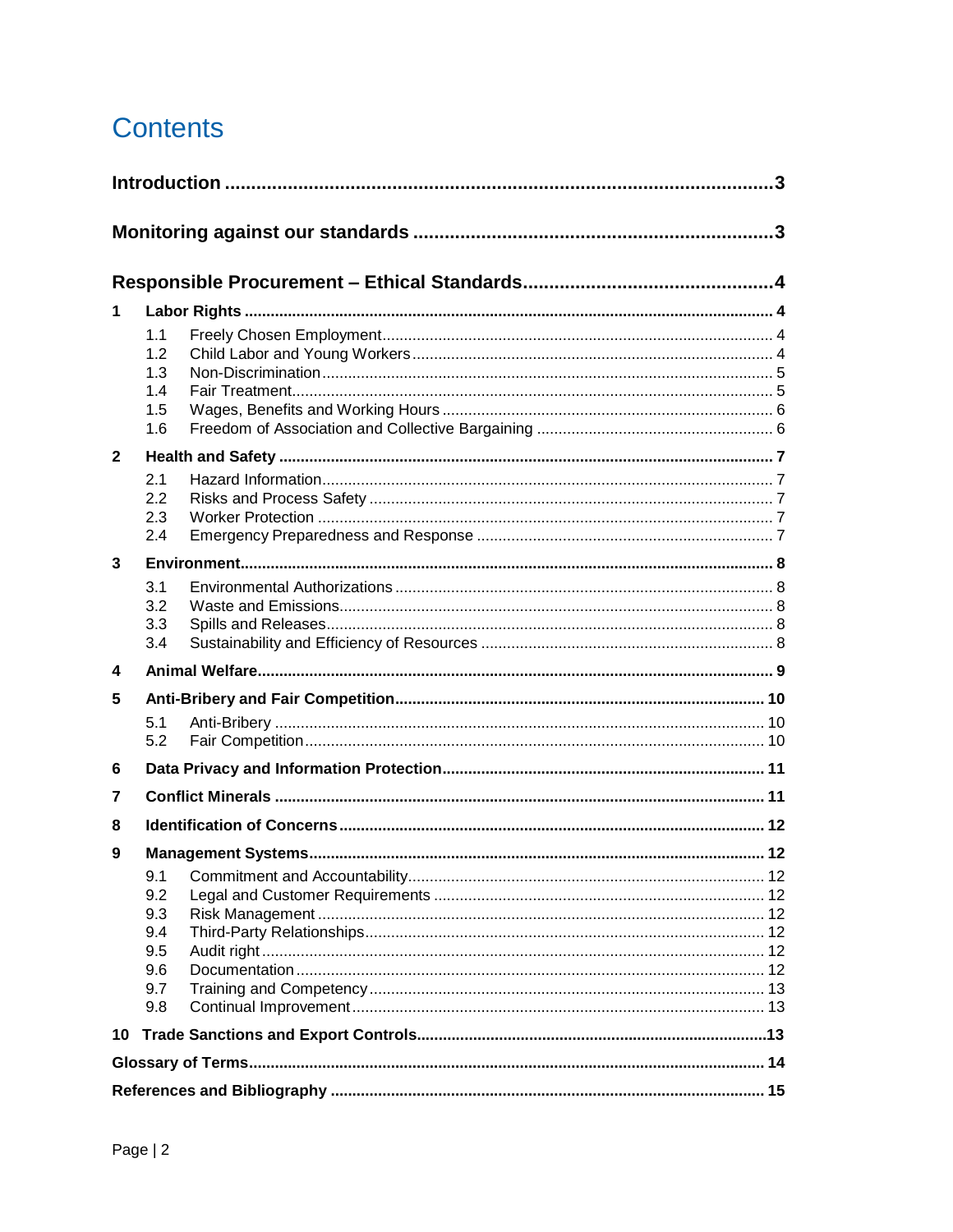# Contents

**Introduction** ........................................................................................... **3**

**Monitoring against our standards** ..................................................................... **3**

**Responsible Procurement – Ethical Standards** ................................................... **4**

- **1 Labor Rights** ........................................................................................... **4**
  - 1.1 Freely Chosen Employment ................................................................. 4
  - 1.2 Child Labor and Young Workers ........................................................... 4
  - 1.3 Non-Discrimination ............................................................................. 5
  - 1.4 Fair Treatment .................................................................................... 5
  - 1.5 Wages, Benefits and Working Hours ..................................................... 6
  - 1.6 Freedom of Association and Collective Bargaining ................................. 6
- **2 Health and Safety** ................................................................................... **7**
  - 2.1 Hazard Information ............................................................................. 7
  - 2.2 Risks and Process Safety ..................................................................... 7
  - 2.3 Worker Protection ............................................................................... 7
  - 2.4 Emergency Preparedness and Response ............................................... 7
- **3 Environment** ........................................................................................... **8**
  - 3.1 Environmental Authorizations .............................................................. 8
  - 3.2 Waste and Emissions .......................................................................... 8
  - 3.3 Spills and Releases ............................................................................. 8
  - 3.4 Sustainability and Efficiency of Resources ............................................ 8
- **4 Animal Welfare** ....................................................................................... **9**
- **5 Anti-Bribery and Fair Competition** .......................................................... **10**
  - 5.1 Anti-Bribery ....................................................................................... 10
  - 5.2 Fair Competition ................................................................................ 10
- **6 Data Privacy and Information Protection** ................................................. **11**
- **7 Conflict Minerals** ................................................................................... **11**
- **8 Identification of Concerns** ...................................................................... **12**
- **9 Management Systems** ............................................................................ **12**
  - 9.1 Commitment and Accountability ......................................................... 12
  - 9.2 Legal and Customer Requirements ...................................................... 12
  - 9.3 Risk Management ............................................................................... 12
  - 9.4 Third-Party Relationships .................................................................... 12
  - 9.5 Audit right .......................................................................................... 12
  - 9.6 Documentation ................................................................................... 12
  - 9.7 Training and Competency .................................................................... 13
  - 9.8 Continual Improvement ....................................................................... 13
- **10 Trade Sanctions and Export Controls** ..................................................... **13**

**Glossary of Terms** ....................................................................................... **14**

**References and Bibliography** ....................................................................... **15**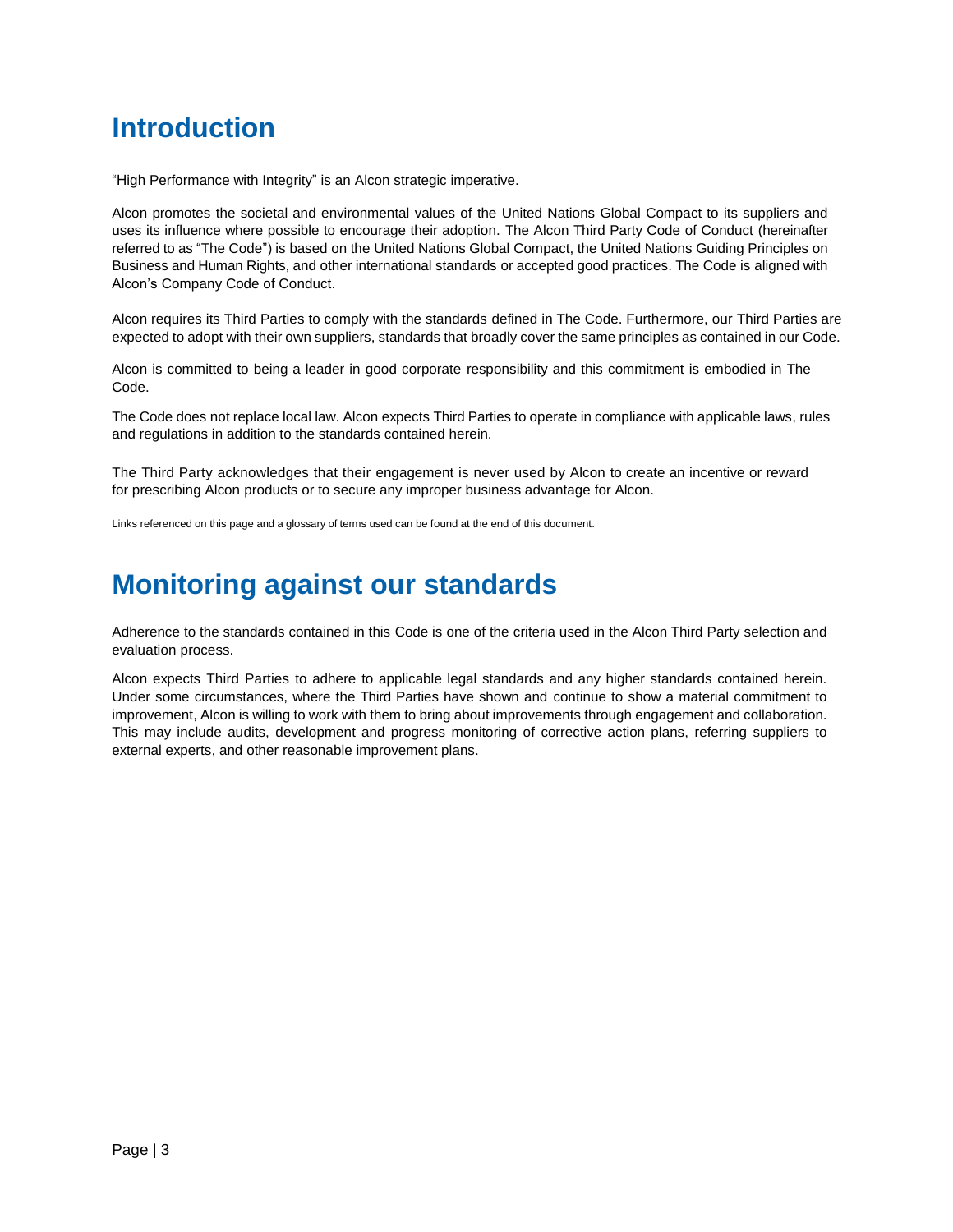# Introduction

"High Performance with Integrity" is an Alcon strategic imperative.

Alcon promotes the societal and environmental values of the United Nations Global Compact to its suppliers and uses its influence where possible to encourage their adoption. The Alcon Third Party Code of Conduct (hereinafter referred to as "The Code") is based on the United Nations Global Compact, the United Nations Guiding Principles on Business and Human Rights, and other international standards or accepted good practices. The Code is aligned with Alcon's Company Code of Conduct.

Alcon requires its Third Parties to comply with the standards defined in The Code. Furthermore, our Third Parties are expected to adopt with their own suppliers, standards that broadly cover the same principles as contained in our Code.

Alcon is committed to being a leader in good corporate responsibility and this commitment is embodied in The Code.

The Code does not replace local law. Alcon expects Third Parties to operate in compliance with applicable laws, rules and regulations in addition to the standards contained herein.

The Third Party acknowledges that their engagement is never used by Alcon to create an incentive or reward for prescribing Alcon products or to secure any improper business advantage for Alcon.

Links referenced on this page and a glossary of terms used can be found at the end of this document.

# Monitoring against our standards

Adherence to the standards contained in this Code is one of the criteria used in the Alcon Third Party selection and evaluation process.

Alcon expects Third Parties to adhere to applicable legal standards and any higher standards contained herein. Under some circumstances, where the Third Parties have shown and continue to show a material commitment to improvement, Alcon is willing to work with them to bring about improvements through engagement and collaboration. This may include audits, development and progress monitoring of corrective action plans, referring suppliers to external experts, and other reasonable improvement plans.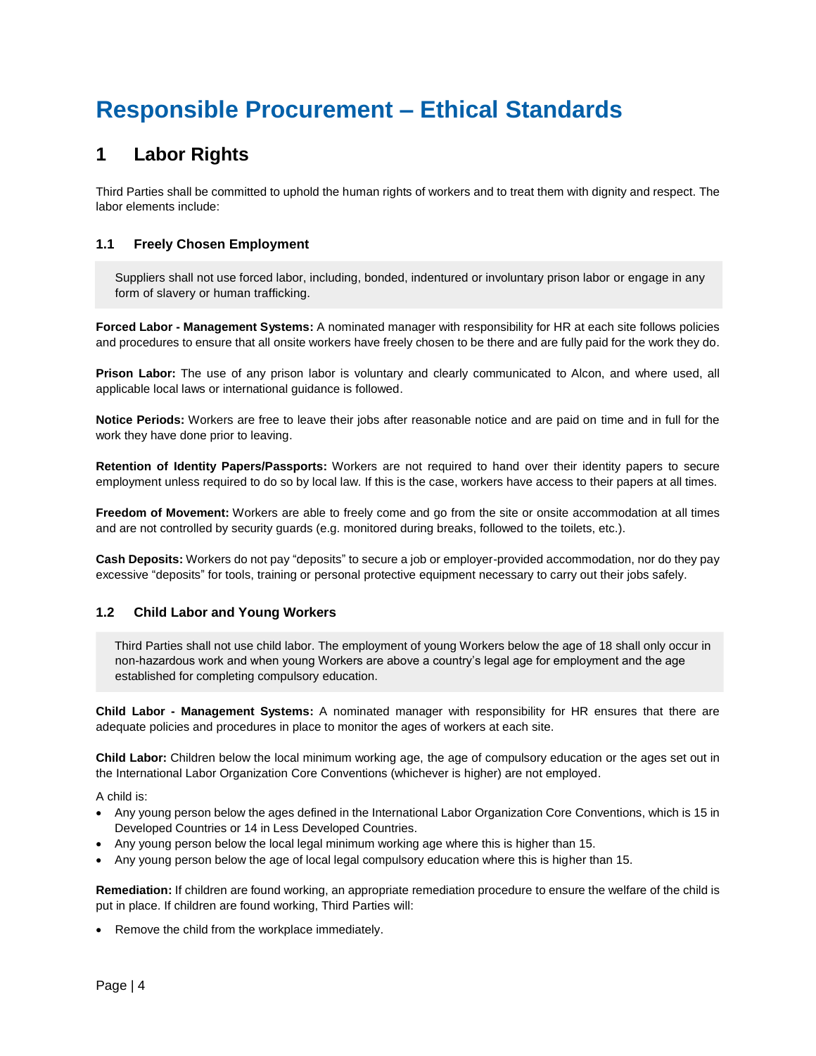# Responsible Procurement – Ethical Standards

## 1 Labor Rights

Third Parties shall be committed to uphold the human rights of workers and to treat them with dignity and respect. The labor elements include:

### 1.1 Freely Chosen Employment

> Suppliers shall not use forced labor, including, bonded, indentured or involuntary prison labor or engage in any form of slavery or human trafficking.

**Forced Labor - Management Systems:** A nominated manager with responsibility for HR at each site follows policies and procedures to ensure that all onsite workers have freely chosen to be there and are fully paid for the work they do.

**Prison Labor:** The use of any prison labor is voluntary and clearly communicated to Alcon, and where used, all applicable local laws or international guidance is followed.

**Notice Periods:** Workers are free to leave their jobs after reasonable notice and are paid on time and in full for the work they have done prior to leaving.

**Retention of Identity Papers/Passports:** Workers are not required to hand over their identity papers to secure employment unless required to do so by local law. If this is the case, workers have access to their papers at all times.

**Freedom of Movement:** Workers are able to freely come and go from the site or onsite accommodation at all times and are not controlled by security guards (e.g. monitored during breaks, followed to the toilets, etc.).

**Cash Deposits:** Workers do not pay "deposits" to secure a job or employer-provided accommodation, nor do they pay excessive "deposits" for tools, training or personal protective equipment necessary to carry out their jobs safely.

### 1.2 Child Labor and Young Workers

> Third Parties shall not use child labor. The employment of young Workers below the age of 18 shall only occur in non-hazardous work and when young Workers are above a country's legal age for employment and the age established for completing compulsory education.

**Child Labor - Management Systems:** A nominated manager with responsibility for HR ensures that there are adequate policies and procedures in place to monitor the ages of workers at each site.

**Child Labor:** Children below the local minimum working age, the age of compulsory education or the ages set out in the International Labor Organization Core Conventions (whichever is higher) are not employed.

A child is:

- Any young person below the ages defined in the International Labor Organization Core Conventions, which is 15 in Developed Countries or 14 in Less Developed Countries.
- Any young person below the local legal minimum working age where this is higher than 15.
- Any young person below the age of local legal compulsory education where this is higher than 15.

**Remediation:** If children are found working, an appropriate remediation procedure to ensure the welfare of the child is put in place. If children are found working, Third Parties will:

- Remove the child from the workplace immediately.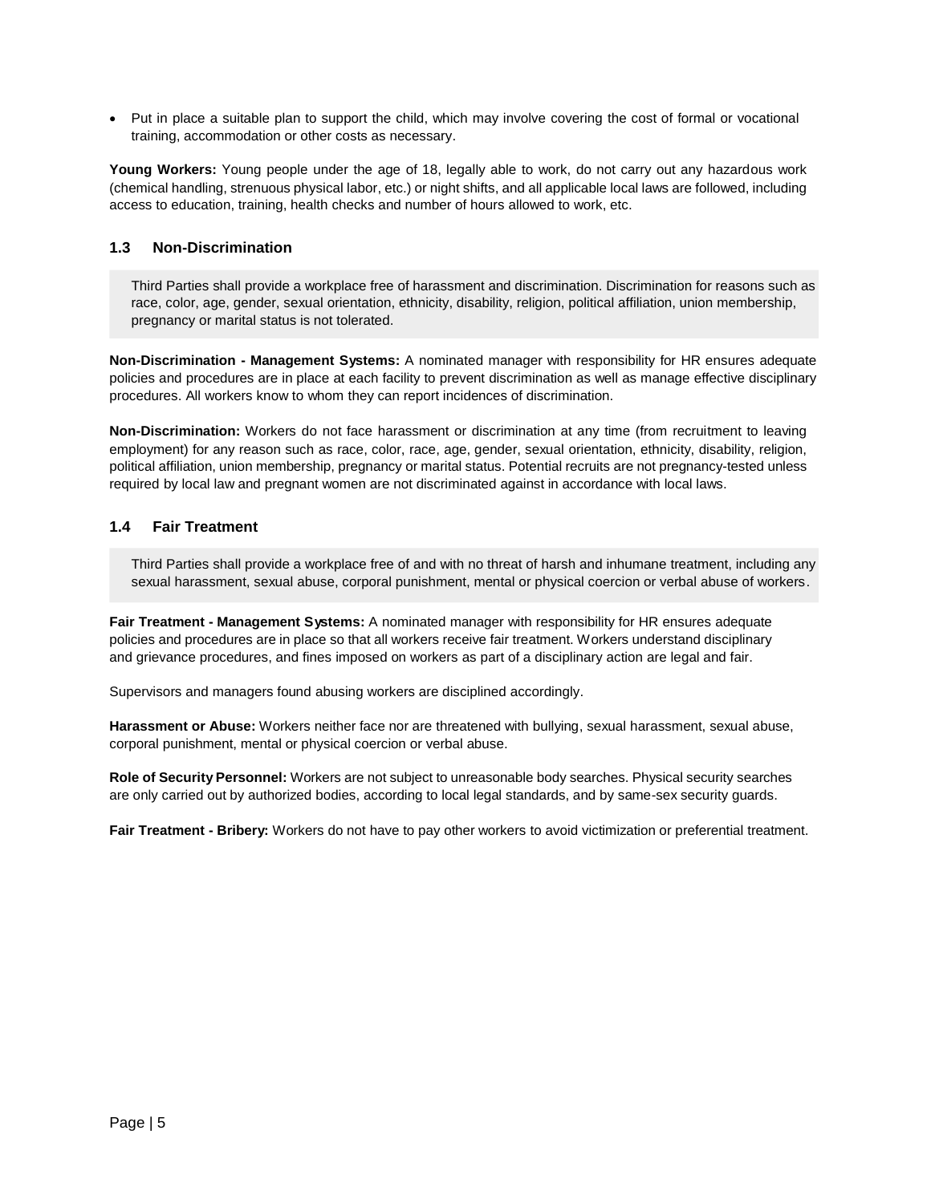- Put in place a suitable plan to support the child, which may involve covering the cost of formal or vocational training, accommodation or other costs as necessary.

**Young Workers:** Young people under the age of 18, legally able to work, do not carry out any hazardous work (chemical handling, strenuous physical labor, etc.) or night shifts, and all applicable local laws are followed, including access to education, training, health checks and number of hours allowed to work, etc.

### 1.3 Non-Discrimination

> Third Parties shall provide a workplace free of harassment and discrimination. Discrimination for reasons such as race, color, age, gender, sexual orientation, ethnicity, disability, religion, political affiliation, union membership, pregnancy or marital status is not tolerated.

**Non-Discrimination - Management Systems:** A nominated manager with responsibility for HR ensures adequate policies and procedures are in place at each facility to prevent discrimination as well as manage effective disciplinary procedures. All workers know to whom they can report incidences of discrimination.

**Non-Discrimination:** Workers do not face harassment or discrimination at any time (from recruitment to leaving employment) for any reason such as race, color, race, age, gender, sexual orientation, ethnicity, disability, religion, political affiliation, union membership, pregnancy or marital status. Potential recruits are not pregnancy-tested unless required by local law and pregnant women are not discriminated against in accordance with local laws.

### 1.4 Fair Treatment

> Third Parties shall provide a workplace free of and with no threat of harsh and inhumane treatment, including any sexual harassment, sexual abuse, corporal punishment, mental or physical coercion or verbal abuse of workers.

**Fair Treatment - Management Systems:** A nominated manager with responsibility for HR ensures adequate policies and procedures are in place so that all workers receive fair treatment. Workers understand disciplinary and grievance procedures, and fines imposed on workers as part of a disciplinary action are legal and fair.

Supervisors and managers found abusing workers are disciplined accordingly.

**Harassment or Abuse:** Workers neither face nor are threatened with bullying, sexual harassment, sexual abuse, corporal punishment, mental or physical coercion or verbal abuse.

**Role of Security Personnel:** Workers are not subject to unreasonable body searches. Physical security searches are only carried out by authorized bodies, according to local legal standards, and by same-sex security guards.

**Fair Treatment - Bribery:** Workers do not have to pay other workers to avoid victimization or preferential treatment.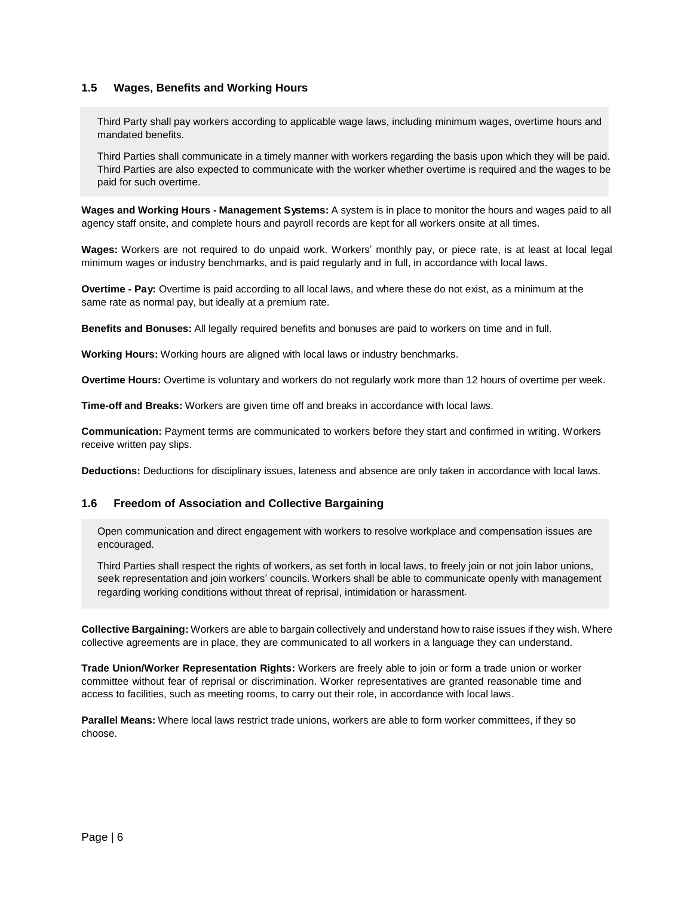## 1.5 Wages, Benefits and Working Hours

> Third Party shall pay workers according to applicable wage laws, including minimum wages, overtime hours and mandated benefits.
>
> Third Parties shall communicate in a timely manner with workers regarding the basis upon which they will be paid. Third Parties are also expected to communicate with the worker whether overtime is required and the wages to be paid for such overtime.

**Wages and Working Hours - Management Systems:** A system is in place to monitor the hours and wages paid to all agency staff onsite, and complete hours and payroll records are kept for all workers onsite at all times.

**Wages:** Workers are not required to do unpaid work. Workers' monthly pay, or piece rate, is at least at local legal minimum wages or industry benchmarks, and is paid regularly and in full, in accordance with local laws.

**Overtime - Pay:** Overtime is paid according to all local laws, and where these do not exist, as a minimum at the same rate as normal pay, but ideally at a premium rate.

**Benefits and Bonuses:** All legally required benefits and bonuses are paid to workers on time and in full.

**Working Hours:** Working hours are aligned with local laws or industry benchmarks.

**Overtime Hours:** Overtime is voluntary and workers do not regularly work more than 12 hours of overtime per week.

**Time-off and Breaks:** Workers are given time off and breaks in accordance with local laws.

**Communication:** Payment terms are communicated to workers before they start and confirmed in writing. Workers receive written pay slips.

**Deductions:** Deductions for disciplinary issues, lateness and absence are only taken in accordance with local laws.

## 1.6 Freedom of Association and Collective Bargaining

> Open communication and direct engagement with workers to resolve workplace and compensation issues are encouraged.
>
> Third Parties shall respect the rights of workers, as set forth in local laws, to freely join or not join labor unions, seek representation and join workers' councils. Workers shall be able to communicate openly with management regarding working conditions without threat of reprisal, intimidation or harassment.

**Collective Bargaining:** Workers are able to bargain collectively and understand how to raise issues if they wish. Where collective agreements are in place, they are communicated to all workers in a language they can understand.

**Trade Union/Worker Representation Rights:** Workers are freely able to join or form a trade union or worker committee without fear of reprisal or discrimination. Worker representatives are granted reasonable time and access to facilities, such as meeting rooms, to carry out their role, in accordance with local laws.

**Parallel Means:** Where local laws restrict trade unions, workers are able to form worker committees, if they so choose.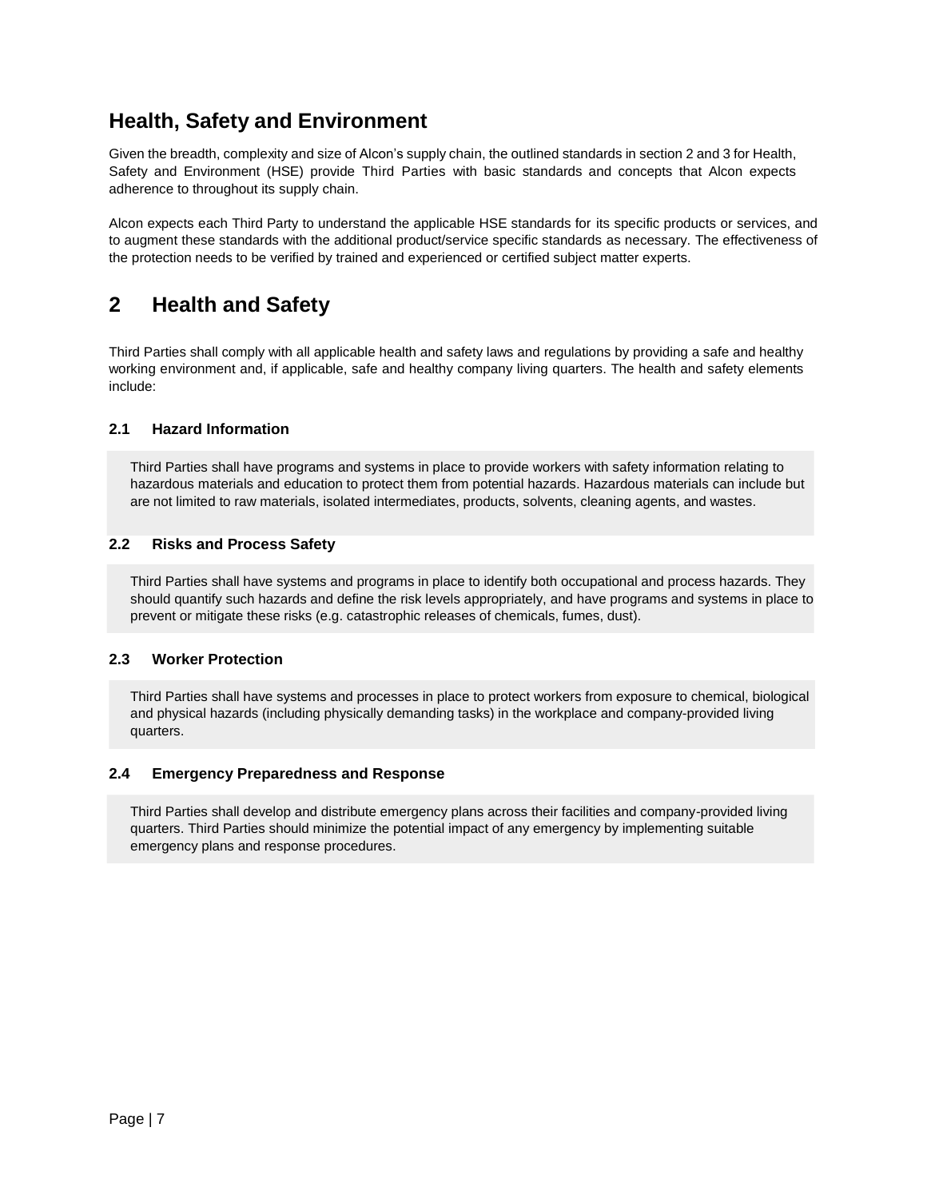# Health, Safety and Environment

Given the breadth, complexity and size of Alcon's supply chain, the outlined standards in section 2 and 3 for Health, Safety and Environment (HSE) provide Third Parties with basic standards and concepts that Alcon expects adherence to throughout its supply chain.

Alcon expects each Third Party to understand the applicable HSE standards for its specific products or services, and to augment these standards with the additional product/service specific standards as necessary. The effectiveness of the protection needs to be verified by trained and experienced or certified subject matter experts.

## 2 Health and Safety

Third Parties shall comply with all applicable health and safety laws and regulations by providing a safe and healthy working environment and, if applicable, safe and healthy company living quarters. The health and safety elements include:

### 2.1 Hazard Information

Third Parties shall have programs and systems in place to provide workers with safety information relating to hazardous materials and education to protect them from potential hazards. Hazardous materials can include but are not limited to raw materials, isolated intermediates, products, solvents, cleaning agents, and wastes.

### 2.2 Risks and Process Safety

Third Parties shall have systems and programs in place to identify both occupational and process hazards. They should quantify such hazards and define the risk levels appropriately, and have programs and systems in place to prevent or mitigate these risks (e.g. catastrophic releases of chemicals, fumes, dust).

### 2.3 Worker Protection

Third Parties shall have systems and processes in place to protect workers from exposure to chemical, biological and physical hazards (including physically demanding tasks) in the workplace and company-provided living quarters.

### 2.4 Emergency Preparedness and Response

Third Parties shall develop and distribute emergency plans across their facilities and company-provided living quarters. Third Parties should minimize the potential impact of any emergency by implementing suitable emergency plans and response procedures.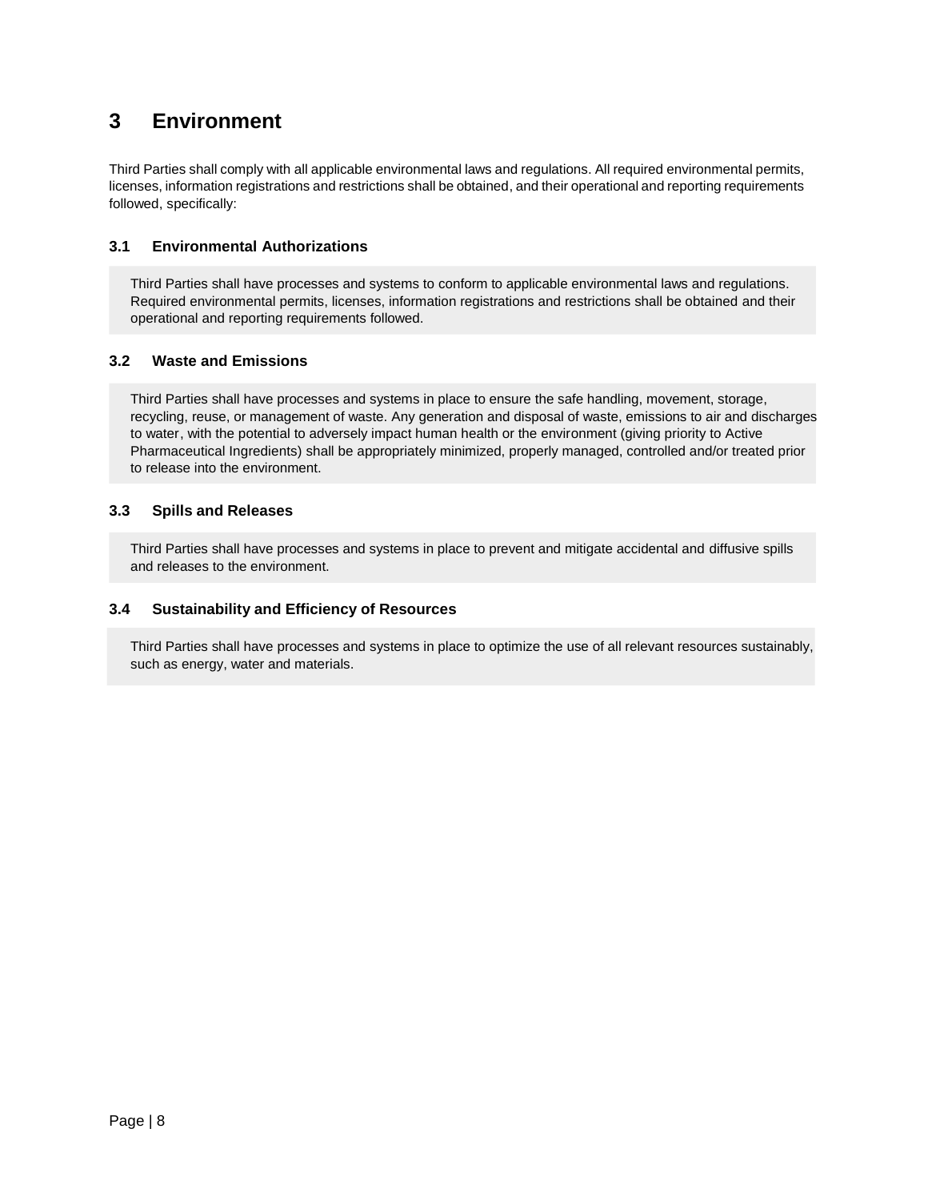# 3 Environment

Third Parties shall comply with all applicable environmental laws and regulations. All required environmental permits, licenses, information registrations and restrictions shall be obtained, and their operational and reporting requirements followed, specifically:

## 3.1 Environmental Authorizations

Third Parties shall have processes and systems to conform to applicable environmental laws and regulations. Required environmental permits, licenses, information registrations and restrictions shall be obtained and their operational and reporting requirements followed.

## 3.2 Waste and Emissions

Third Parties shall have processes and systems in place to ensure the safe handling, movement, storage, recycling, reuse, or management of waste. Any generation and disposal of waste, emissions to air and discharges to water, with the potential to adversely impact human health or the environment (giving priority to Active Pharmaceutical Ingredients) shall be appropriately minimized, properly managed, controlled and/or treated prior to release into the environment.

## 3.3 Spills and Releases

Third Parties shall have processes and systems in place to prevent and mitigate accidental and diffusive spills and releases to the environment.

## 3.4 Sustainability and Efficiency of Resources

Third Parties shall have processes and systems in place to optimize the use of all relevant resources sustainably, such as energy, water and materials.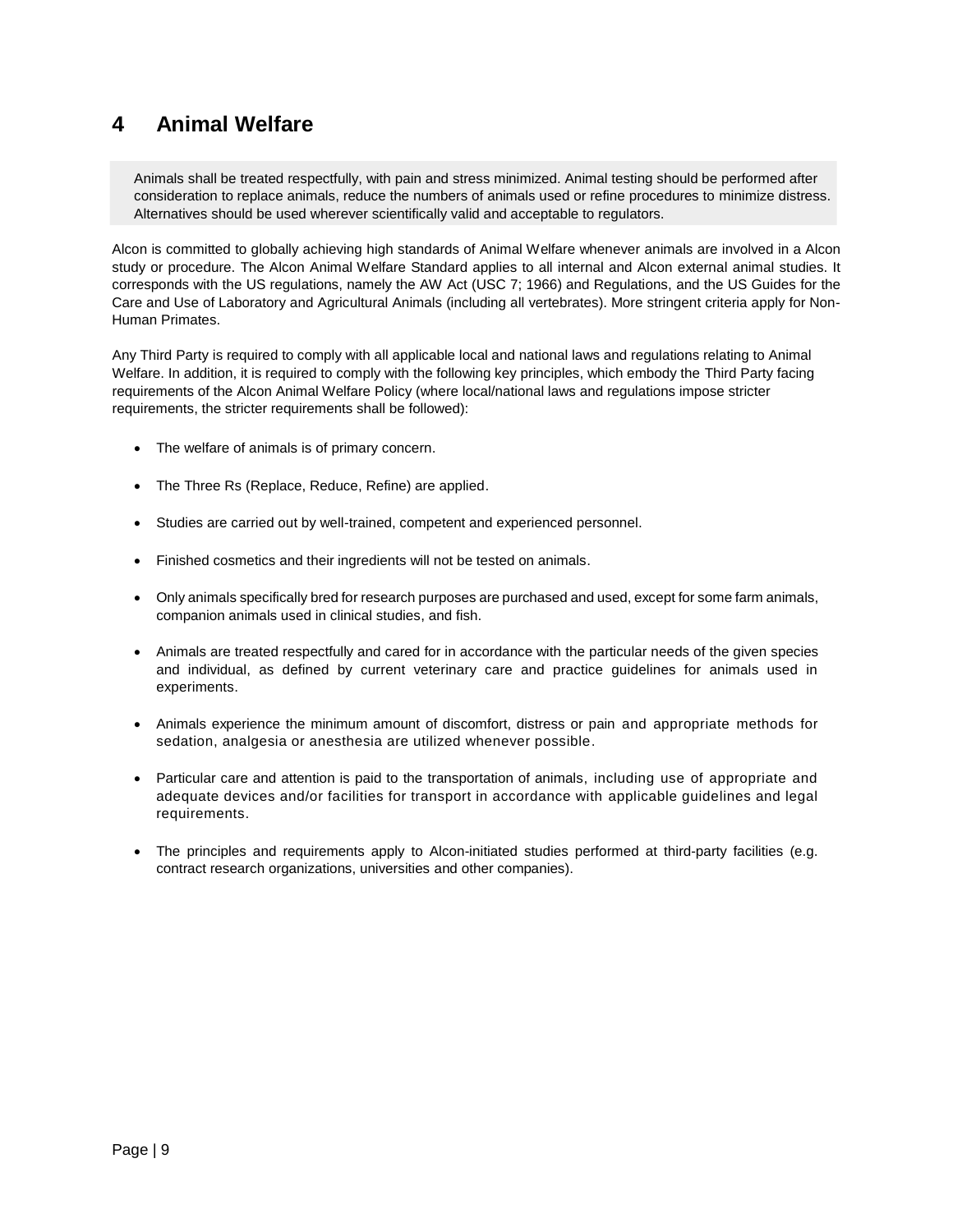# 4 Animal Welfare

> Animals shall be treated respectfully, with pain and stress minimized. Animal testing should be performed after consideration to replace animals, reduce the numbers of animals used or refine procedures to minimize distress. Alternatives should be used wherever scientifically valid and acceptable to regulators.

Alcon is committed to globally achieving high standards of Animal Welfare whenever animals are involved in a Alcon study or procedure. The Alcon Animal Welfare Standard applies to all internal and Alcon external animal studies. It corresponds with the US regulations, namely the AW Act (USC 7; 1966) and Regulations, and the US Guides for the Care and Use of Laboratory and Agricultural Animals (including all vertebrates). More stringent criteria apply for Non-Human Primates.

Any Third Party is required to comply with all applicable local and national laws and regulations relating to Animal Welfare. In addition, it is required to comply with the following key principles, which embody the Third Party facing requirements of the Alcon Animal Welfare Policy (where local/national laws and regulations impose stricter requirements, the stricter requirements shall be followed):

- The welfare of animals is of primary concern.
- The Three Rs (Replace, Reduce, Refine) are applied.
- Studies are carried out by well-trained, competent and experienced personnel.
- Finished cosmetics and their ingredients will not be tested on animals.
- Only animals specifically bred for research purposes are purchased and used, except for some farm animals, companion animals used in clinical studies, and fish.
- Animals are treated respectfully and cared for in accordance with the particular needs of the given species and individual, as defined by current veterinary care and practice guidelines for animals used in experiments.
- Animals experience the minimum amount of discomfort, distress or pain and appropriate methods for sedation, analgesia or anesthesia are utilized whenever possible.
- Particular care and attention is paid to the transportation of animals, including use of appropriate and adequate devices and/or facilities for transport in accordance with applicable guidelines and legal requirements.
- The principles and requirements apply to Alcon-initiated studies performed at third-party facilities (e.g. contract research organizations, universities and other companies).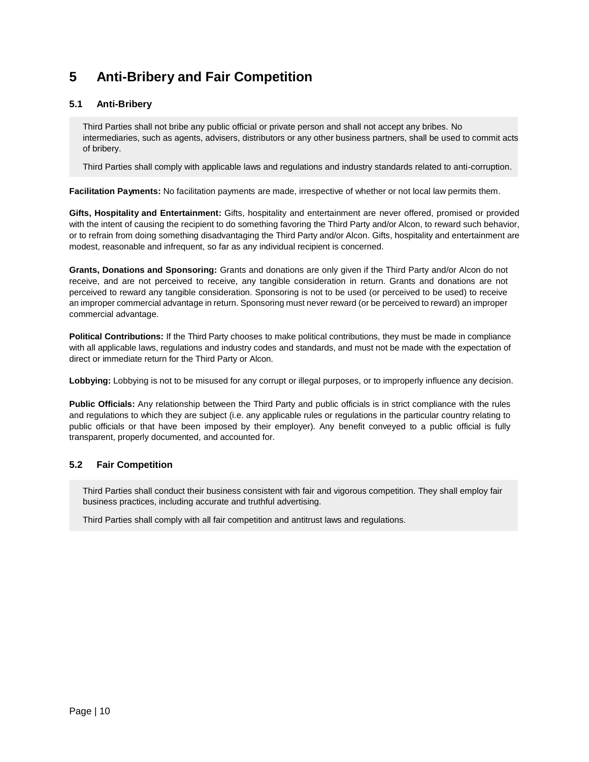# 5 Anti-Bribery and Fair Competition

## 5.1 Anti-Bribery

Third Parties shall not bribe any public official or private person and shall not accept any bribes. No intermediaries, such as agents, advisers, distributors or any other business partners, shall be used to commit acts of bribery.

Third Parties shall comply with applicable laws and regulations and industry standards related to anti-corruption.

**Facilitation Payments:** No facilitation payments are made, irrespective of whether or not local law permits them.

**Gifts, Hospitality and Entertainment:** Gifts, hospitality and entertainment are never offered, promised or provided with the intent of causing the recipient to do something favoring the Third Party and/or Alcon, to reward such behavior, or to refrain from doing something disadvantaging the Third Party and/or Alcon. Gifts, hospitality and entertainment are modest, reasonable and infrequent, so far as any individual recipient is concerned.

**Grants, Donations and Sponsoring:** Grants and donations are only given if the Third Party and/or Alcon do not receive, and are not perceived to receive, any tangible consideration in return. Grants and donations are not perceived to reward any tangible consideration. Sponsoring is not to be used (or perceived to be used) to receive an improper commercial advantage in return. Sponsoring must never reward (or be perceived to reward) an improper commercial advantage.

**Political Contributions:** If the Third Party chooses to make political contributions, they must be made in compliance with all applicable laws, regulations and industry codes and standards, and must not be made with the expectation of direct or immediate return for the Third Party or Alcon.

**Lobbying:** Lobbying is not to be misused for any corrupt or illegal purposes, or to improperly influence any decision.

**Public Officials:** Any relationship between the Third Party and public officials is in strict compliance with the rules and regulations to which they are subject (i.e. any applicable rules or regulations in the particular country relating to public officials or that have been imposed by their employer). Any benefit conveyed to a public official is fully transparent, properly documented, and accounted for.

## 5.2 Fair Competition

Third Parties shall conduct their business consistent with fair and vigorous competition. They shall employ fair business practices, including accurate and truthful advertising.

Third Parties shall comply with all fair competition and antitrust laws and regulations.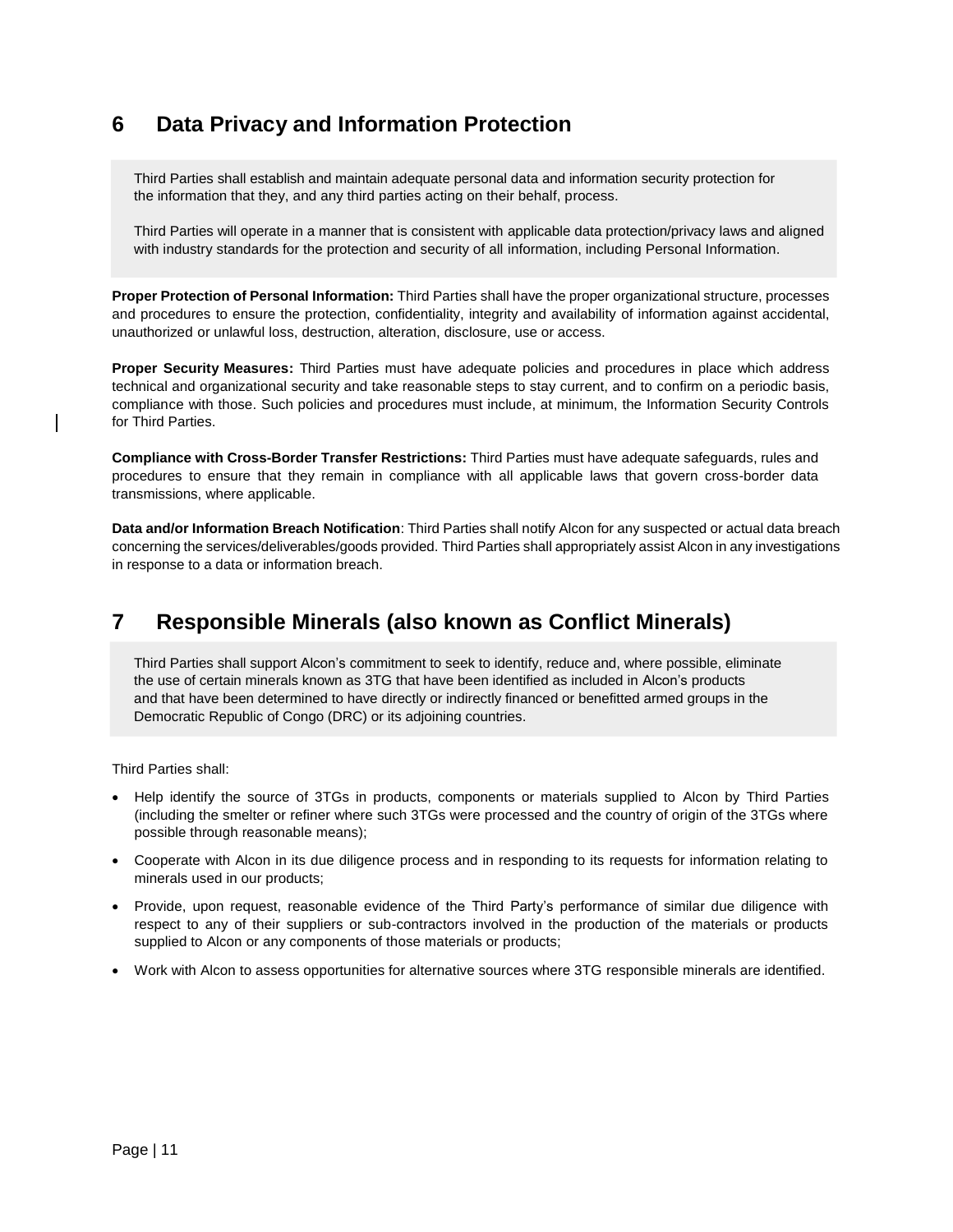## 6 Data Privacy and Information Protection

Third Parties shall establish and maintain adequate personal data and information security protection for the information that they, and any third parties acting on their behalf, process.

Third Parties will operate in a manner that is consistent with applicable data protection/privacy laws and aligned with industry standards for the protection and security of all information, including Personal Information.

**Proper Protection of Personal Information:** Third Parties shall have the proper organizational structure, processes and procedures to ensure the protection, confidentiality, integrity and availability of information against accidental, unauthorized or unlawful loss, destruction, alteration, disclosure, use or access.

**Proper Security Measures:** Third Parties must have adequate policies and procedures in place which address technical and organizational security and take reasonable steps to stay current, and to confirm on a periodic basis, compliance with those. Such policies and procedures must include, at minimum, the Information Security Controls for Third Parties.

**Compliance with Cross-Border Transfer Restrictions:** Third Parties must have adequate safeguards, rules and procedures to ensure that they remain in compliance with all applicable laws that govern cross-border data transmissions, where applicable.

**Data and/or Information Breach Notification**: Third Parties shall notify Alcon for any suspected or actual data breach concerning the services/deliverables/goods provided. Third Parties shall appropriately assist Alcon in any investigations in response to a data or information breach.

## 7 Responsible Minerals (also known as Conflict Minerals)

Third Parties shall support Alcon's commitment to seek to identify, reduce and, where possible, eliminate the use of certain minerals known as 3TG that have been identified as included in Alcon's products and that have been determined to have directly or indirectly financed or benefitted armed groups in the Democratic Republic of Congo (DRC) or its adjoining countries.

Third Parties shall:

- Help identify the source of 3TGs in products, components or materials supplied to Alcon by Third Parties (including the smelter or refiner where such 3TGs were processed and the country of origin of the 3TGs where possible through reasonable means);
- Cooperate with Alcon in its due diligence process and in responding to its requests for information relating to minerals used in our products;
- Provide, upon request, reasonable evidence of the Third Party's performance of similar due diligence with respect to any of their suppliers or sub-contractors involved in the production of the materials or products supplied to Alcon or any components of those materials or products;
- Work with Alcon to assess opportunities for alternative sources where 3TG responsible minerals are identified.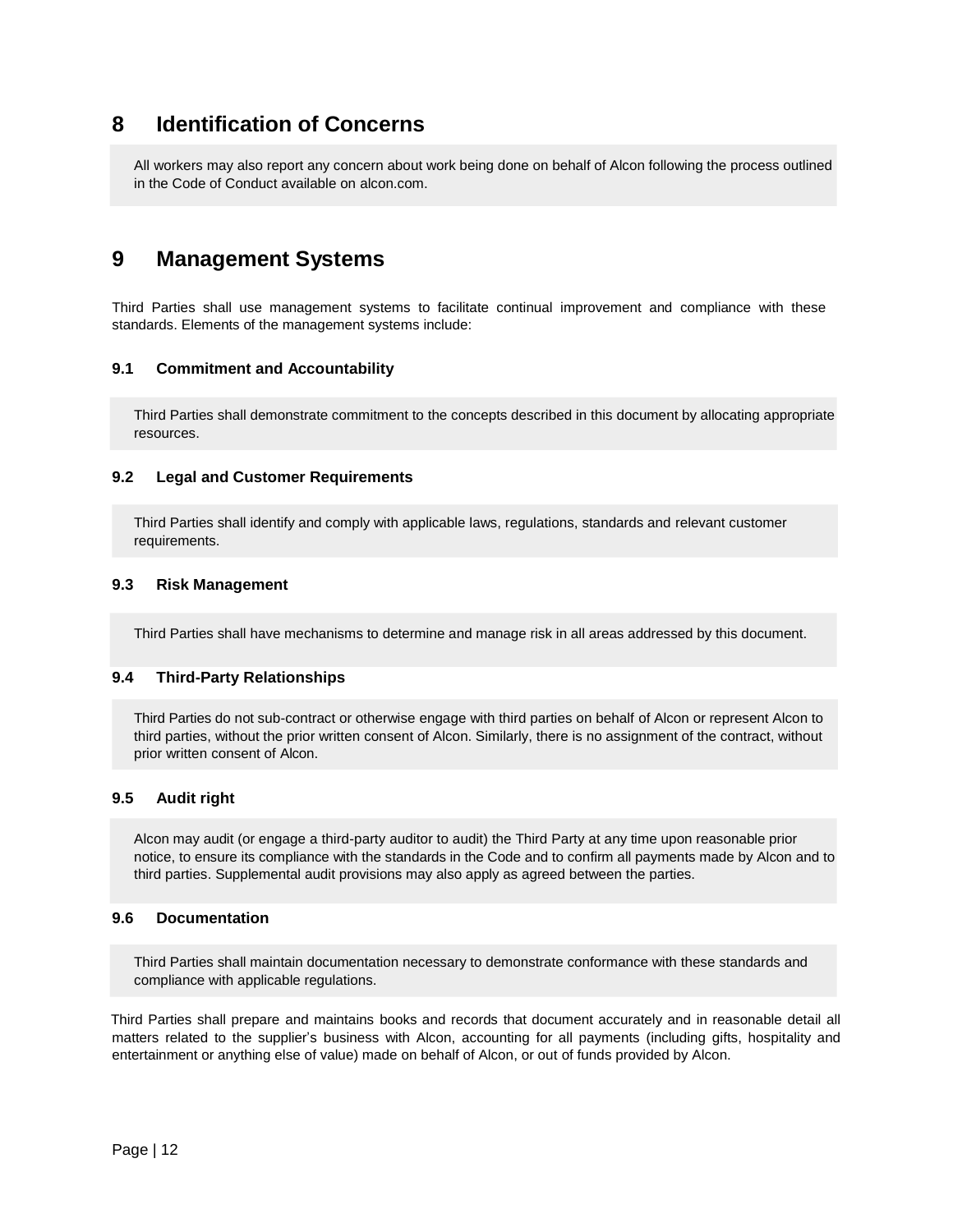## 8 Identification of Concerns

All workers may also report any concern about work being done on behalf of Alcon following the process outlined in the Code of Conduct available on alcon.com.

## 9 Management Systems

Third Parties shall use management systems to facilitate continual improvement and compliance with these standards. Elements of the management systems include:

### 9.1 Commitment and Accountability

Third Parties shall demonstrate commitment to the concepts described in this document by allocating appropriate resources.

### 9.2 Legal and Customer Requirements

Third Parties shall identify and comply with applicable laws, regulations, standards and relevant customer requirements.

### 9.3 Risk Management

Third Parties shall have mechanisms to determine and manage risk in all areas addressed by this document.

### 9.4 Third-Party Relationships

Third Parties do not sub-contract or otherwise engage with third parties on behalf of Alcon or represent Alcon to third parties, without the prior written consent of Alcon. Similarly, there is no assignment of the contract, without prior written consent of Alcon.

### 9.5 Audit right

Alcon may audit (or engage a third-party auditor to audit) the Third Party at any time upon reasonable prior notice, to ensure its compliance with the standards in the Code and to confirm all payments made by Alcon and to third parties. Supplemental audit provisions may also apply as agreed between the parties.

### 9.6 Documentation

Third Parties shall maintain documentation necessary to demonstrate conformance with these standards and compliance with applicable regulations.

Third Parties shall prepare and maintains books and records that document accurately and in reasonable detail all matters related to the supplier's business with Alcon, accounting for all payments (including gifts, hospitality and entertainment or anything else of value) made on behalf of Alcon, or out of funds provided by Alcon.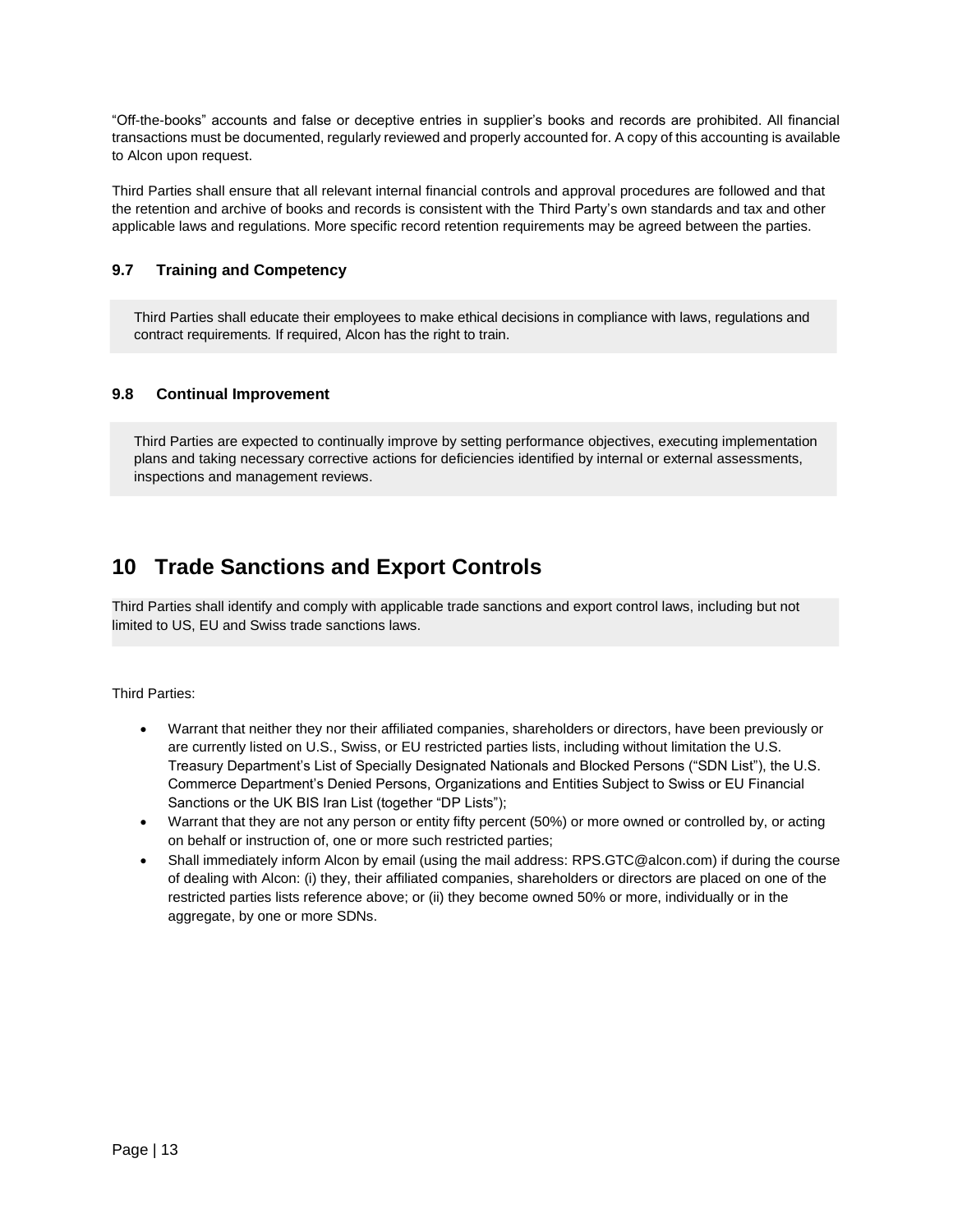“Off-the-books” accounts and false or deceptive entries in supplier’s books and records are prohibited. All financial transactions must be documented, regularly reviewed and properly accounted for. A copy of this accounting is available to Alcon upon request.

Third Parties shall ensure that all relevant internal financial controls and approval procedures are followed and that the retention and archive of books and records is consistent with the Third Party’s own standards and tax and other applicable laws and regulations. More specific record retention requirements may be agreed between the parties.

### 9.7 Training and Competency

Third Parties shall educate their employees to make ethical decisions in compliance with laws, regulations and contract requirements. If required, Alcon has the right to train.

### 9.8 Continual Improvement

Third Parties are expected to continually improve by setting performance objectives, executing implementation plans and taking necessary corrective actions for deficiencies identified by internal or external assessments, inspections and management reviews.

## 10 Trade Sanctions and Export Controls

Third Parties shall identify and comply with applicable trade sanctions and export control laws, including but not limited to US, EU and Swiss trade sanctions laws.

Third Parties:

- Warrant that neither they nor their affiliated companies, shareholders or directors, have been previously or are currently listed on U.S., Swiss, or EU restricted parties lists, including without limitation the U.S. Treasury Department’s List of Specially Designated Nationals and Blocked Persons (“SDN List”), the U.S. Commerce Department’s Denied Persons, Organizations and Entities Subject to Swiss or EU Financial Sanctions or the UK BIS Iran List (together “DP Lists”);
- Warrant that they are not any person or entity fifty percent (50%) or more owned or controlled by, or acting on behalf or instruction of, one or more such restricted parties;
- Shall immediately inform Alcon by email (using the mail address: RPS.GTC@alcon.com) if during the course of dealing with Alcon: (i) they, their affiliated companies, shareholders or directors are placed on one of the restricted parties lists reference above; or (ii) they become owned 50% or more, individually or in the aggregate, by one or more SDNs.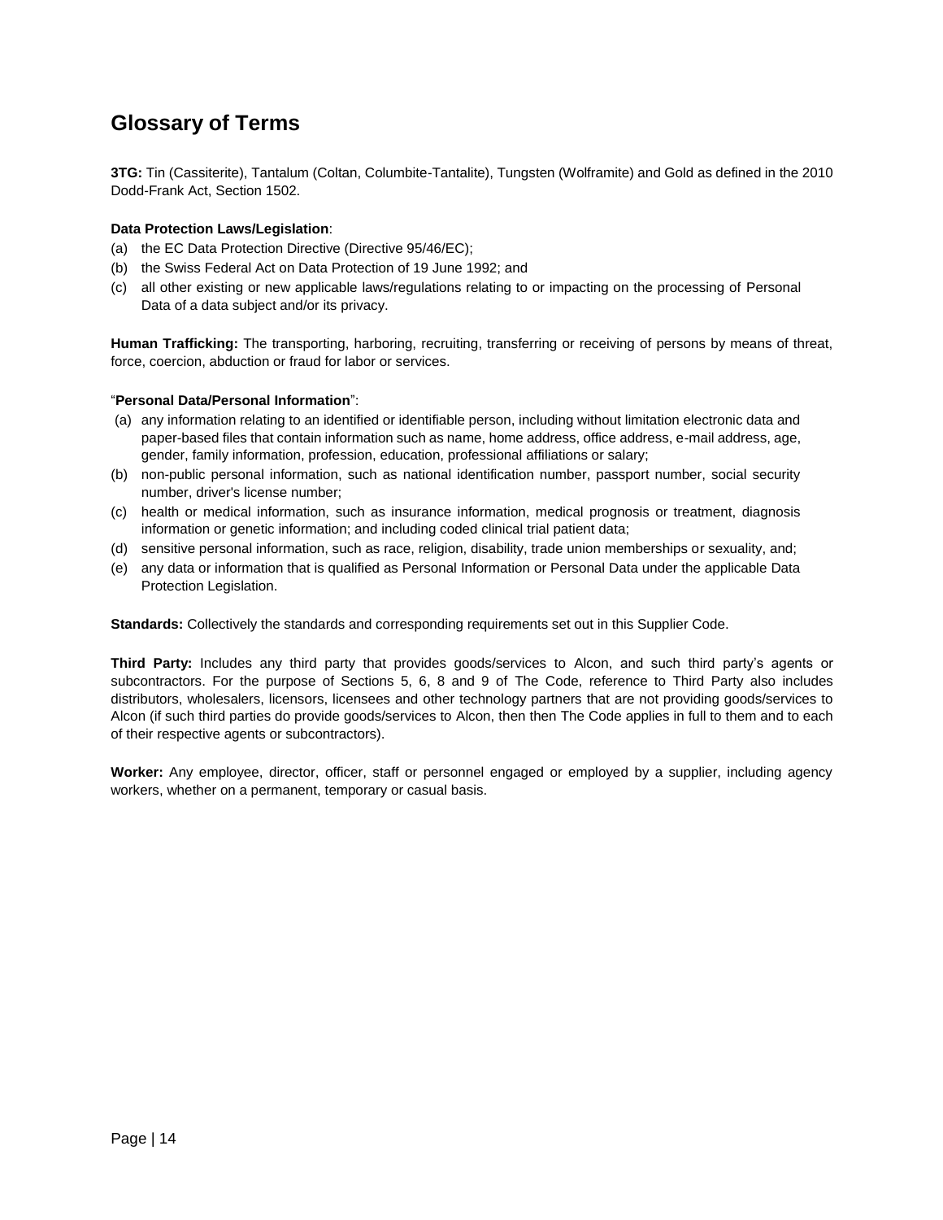## Glossary of Terms

**3TG:** Tin (Cassiterite), Tantalum (Coltan, Columbite-Tantalite), Tungsten (Wolframite) and Gold as defined in the 2010 Dodd-Frank Act, Section 1502.

**Data Protection Laws/Legislation**:

(a) the EC Data Protection Directive (Directive 95/46/EC);
(b) the Swiss Federal Act on Data Protection of 19 June 1992; and
(c) all other existing or new applicable laws/regulations relating to or impacting on the processing of Personal Data of a data subject and/or its privacy.

**Human Trafficking:** The transporting, harboring, recruiting, transferring or receiving of persons by means of threat, force, coercion, abduction or fraud for labor or services.

"**Personal Data/Personal Information**":

(a) any information relating to an identified or identifiable person, including without limitation electronic data and paper-based files that contain information such as name, home address, office address, e-mail address, age, gender, family information, profession, education, professional affiliations or salary;
(b) non-public personal information, such as national identification number, passport number, social security number, driver's license number;
(c) health or medical information, such as insurance information, medical prognosis or treatment, diagnosis information or genetic information; and including coded clinical trial patient data;
(d) sensitive personal information, such as race, religion, disability, trade union memberships or sexuality, and;
(e) any data or information that is qualified as Personal Information or Personal Data under the applicable Data Protection Legislation.

**Standards:** Collectively the standards and corresponding requirements set out in this Supplier Code.

**Third Party:** Includes any third party that provides goods/services to Alcon, and such third party's agents or subcontractors. For the purpose of Sections 5, 6, 8 and 9 of The Code, reference to Third Party also includes distributors, wholesalers, licensors, licensees and other technology partners that are not providing goods/services to Alcon (if such third parties do provide goods/services to Alcon, then then The Code applies in full to them and to each of their respective agents or subcontractors).

**Worker:** Any employee, director, officer, staff or personnel engaged or employed by a supplier, including agency workers, whether on a permanent, temporary or casual basis.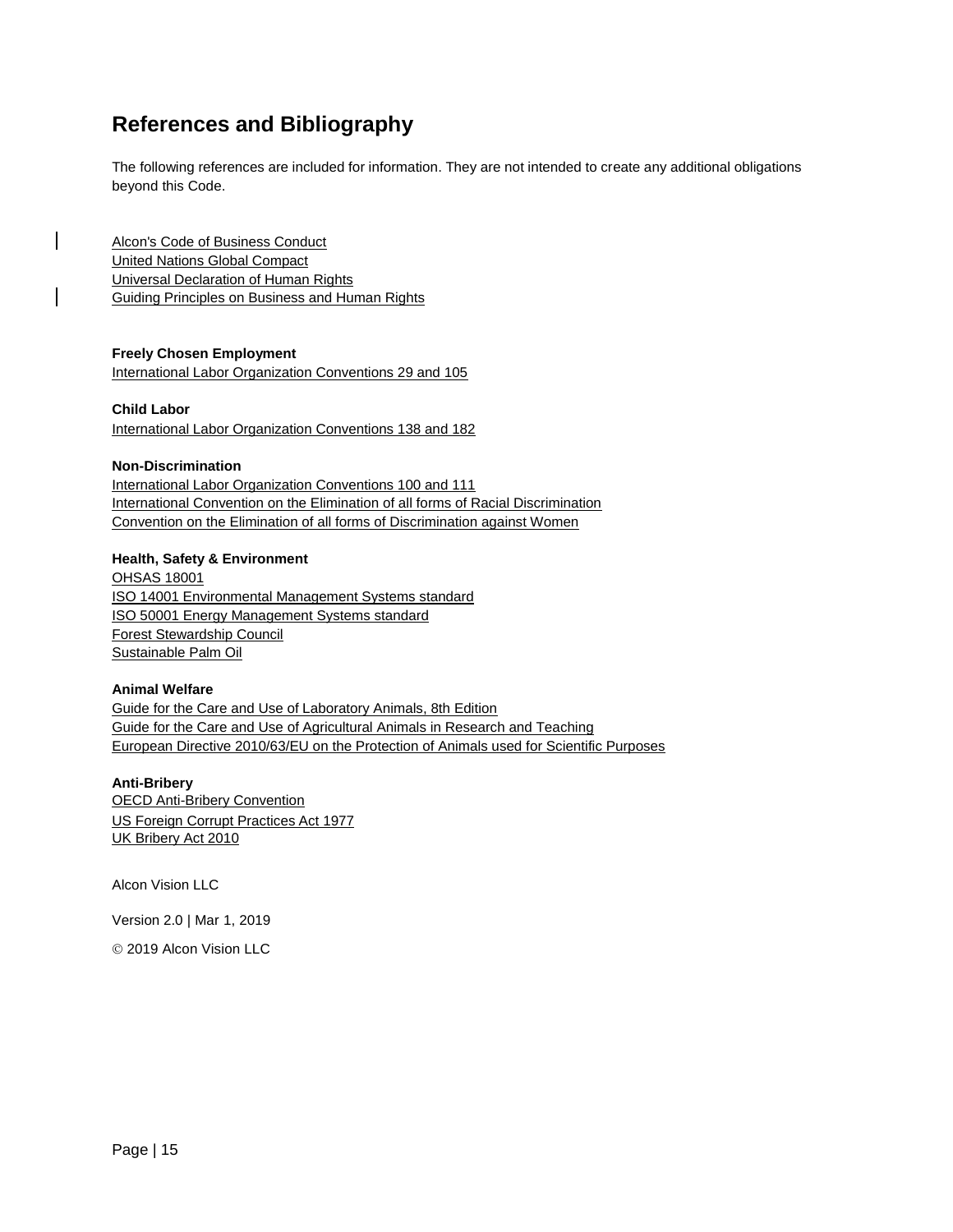## References and Bibliography

The following references are included for information. They are not intended to create any additional obligations beyond this Code.

Alcon's Code of Business Conduct
United Nations Global Compact
Universal Declaration of Human Rights
Guiding Principles on Business and Human Rights

**Freely Chosen Employment**
International Labor Organization Conventions 29 and 105

**Child Labor**
International Labor Organization Conventions 138 and 182

**Non-Discrimination**
International Labor Organization Conventions 100 and 111
International Convention on the Elimination of all forms of Racial Discrimination
Convention on the Elimination of all forms of Discrimination against Women

**Health, Safety & Environment**
OHSAS 18001
ISO 14001 Environmental Management Systems standard
ISO 50001 Energy Management Systems standard
Forest Stewardship Council
Sustainable Palm Oil

**Animal Welfare**
Guide for the Care and Use of Laboratory Animals, 8th Edition
Guide for the Care and Use of Agricultural Animals in Research and Teaching
European Directive 2010/63/EU on the Protection of Animals used for Scientific Purposes

**Anti-Bribery**
OECD Anti-Bribery Convention
US Foreign Corrupt Practices Act 1977
UK Bribery Act 2010

Alcon Vision LLC

Version 2.0 | Mar 1, 2019

© 2019 Alcon Vision LLC